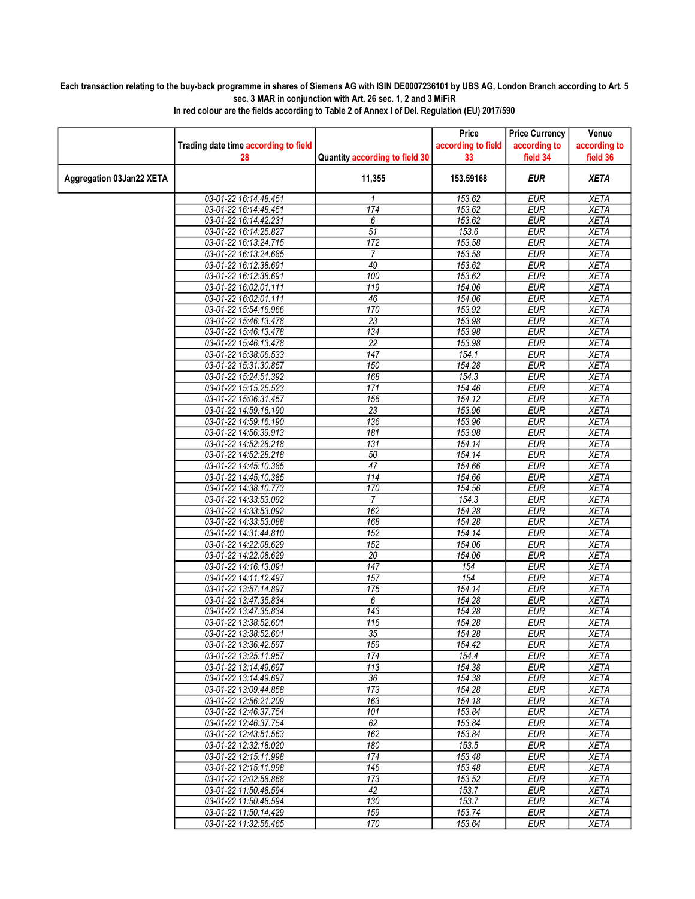**Each transaction relating to the buy-back programme in shares of Siemens AG with ISIN DE0007236101 by UBS AG, London Branch according to Art. 5 sec. 3 MAR in conjunction with Art. 26 sec. 1, 2 and 3 MiFiR**

**In red colour are the fields according to Table 2 of Annex I of Del. Regulation (EU) 2017/590**

| | Trading date time according to field 28 | Quantity according to field 30 | Price according to field 33 | Price Currency according to field 34 | Venue according to field 36 |
|---|---|---|---|---|---|
| **Aggregation 03Jan22 XETA** | | **11,355** | **153.59168** | ***EUR*** | ***XETA*** |
| | 03-01-22 16:14:48.451 | 1 | 153.62 | EUR | XETA |
| | 03-01-22 16:14:48.451 | 174 | 153.62 | EUR | XETA |
| | 03-01-22 16:14:42.231 | 6 | 153.62 | EUR | XETA |
| | 03-01-22 16:14:25.827 | 51 | 153.6 | EUR | XETA |
| | 03-01-22 16:13:24.715 | 172 | 153.58 | EUR | XETA |
| | 03-01-22 16:13:24.685 | 7 | 153.58 | EUR | XETA |
| | 03-01-22 16:12:38.691 | 49 | 153.62 | EUR | XETA |
| | 03-01-22 16:12:38.691 | 100 | 153.62 | EUR | XETA |
| | 03-01-22 16:02:01.111 | 119 | 154.06 | EUR | XETA |
| | 03-01-22 16:02:01.111 | 46 | 154.06 | EUR | XETA |
| | 03-01-22 15:54:16.966 | 170 | 153.92 | EUR | XETA |
| | 03-01-22 15:46:13.478 | 23 | 153.98 | EUR | XETA |
| | 03-01-22 15:46:13.478 | 134 | 153.98 | EUR | XETA |
| | 03-01-22 15:46:13.478 | 22 | 153.98 | EUR | XETA |
| | 03-01-22 15:38:06.533 | 147 | 154.1 | EUR | XETA |
| | 03-01-22 15:31:30.857 | 150 | 154.28 | EUR | XETA |
| | 03-01-22 15:24:51.392 | 168 | 154.3 | EUR | XETA |
| | 03-01-22 15:15:25.523 | 171 | 154.46 | EUR | XETA |
| | 03-01-22 15:06:31.457 | 156 | 154.12 | EUR | XETA |
| | 03-01-22 14:59:16.190 | 23 | 153.96 | EUR | XETA |
| | 03-01-22 14:59:16.190 | 136 | 153.96 | EUR | XETA |
| | 03-01-22 14:56:39.913 | 181 | 153.98 | EUR | XETA |
| | 03-01-22 14:52:28.218 | 131 | 154.14 | EUR | XETA |
| | 03-01-22 14:52:28.218 | 50 | 154.14 | EUR | XETA |
| | 03-01-22 14:45:10.385 | 47 | 154.66 | EUR | XETA |
| | 03-01-22 14:45:10.385 | 114 | 154.66 | EUR | XETA |
| | 03-01-22 14:38:10.773 | 170 | 154.56 | EUR | XETA |
| | 03-01-22 14:33:53.092 | 7 | 154.3 | EUR | XETA |
| | 03-01-22 14:33:53.092 | 162 | 154.28 | EUR | XETA |
| | 03-01-22 14:33:53.088 | 168 | 154.28 | EUR | XETA |
| | 03-01-22 14:31:44.810 | 152 | 154.14 | EUR | XETA |
| | 03-01-22 14:22:08.629 | 152 | 154.06 | EUR | XETA |
| | 03-01-22 14:22:08.629 | 20 | 154.06 | EUR | XETA |
| | 03-01-22 14:16:13.091 | 147 | 154 | EUR | XETA |
| | 03-01-22 14:11:12.497 | 157 | 154 | EUR | XETA |
| | 03-01-22 13:57:14.897 | 175 | 154.14 | EUR | XETA |
| | 03-01-22 13:47:35.834 | 6 | 154.28 | EUR | XETA |
| | 03-01-22 13:47:35.834 | 143 | 154.28 | EUR | XETA |
| | 03-01-22 13:38:52.601 | 116 | 154.28 | EUR | XETA |
| | 03-01-22 13:38:52.601 | 35 | 154.28 | EUR | XETA |
| | 03-01-22 13:36:42.597 | 159 | 154.42 | EUR | XETA |
| | 03-01-22 13:25:11.957 | 174 | 154.4 | EUR | XETA |
| | 03-01-22 13:14:49.697 | 113 | 154.38 | EUR | XETA |
| | 03-01-22 13:14:49.697 | 36 | 154.38 | EUR | XETA |
| | 03-01-22 13:09:44.858 | 173 | 154.28 | EUR | XETA |
| | 03-01-22 12:56:21.209 | 163 | 154.18 | EUR | XETA |
| | 03-01-22 12:46:37.754 | 101 | 153.84 | EUR | XETA |
| | 03-01-22 12:46:37.754 | 62 | 153.84 | EUR | XETA |
| | 03-01-22 12:43:51.563 | 162 | 153.84 | EUR | XETA |
| | 03-01-22 12:32:18.020 | 180 | 153.5 | EUR | XETA |
| | 03-01-22 12:15:11.998 | 174 | 153.48 | EUR | XETA |
| | 03-01-22 12:15:11.998 | 146 | 153.48 | EUR | XETA |
| | 03-01-22 12:02:58.868 | 173 | 153.52 | EUR | XETA |
| | 03-01-22 11:50:48.594 | 42 | 153.7 | EUR | XETA |
| | 03-01-22 11:50:48.594 | 130 | 153.7 | EUR | XETA |
| | 03-01-22 11:50:14.429 | 159 | 153.74 | EUR | XETA |
| | 03-01-22 11:32:56.465 | 170 | 153.64 | EUR | XETA |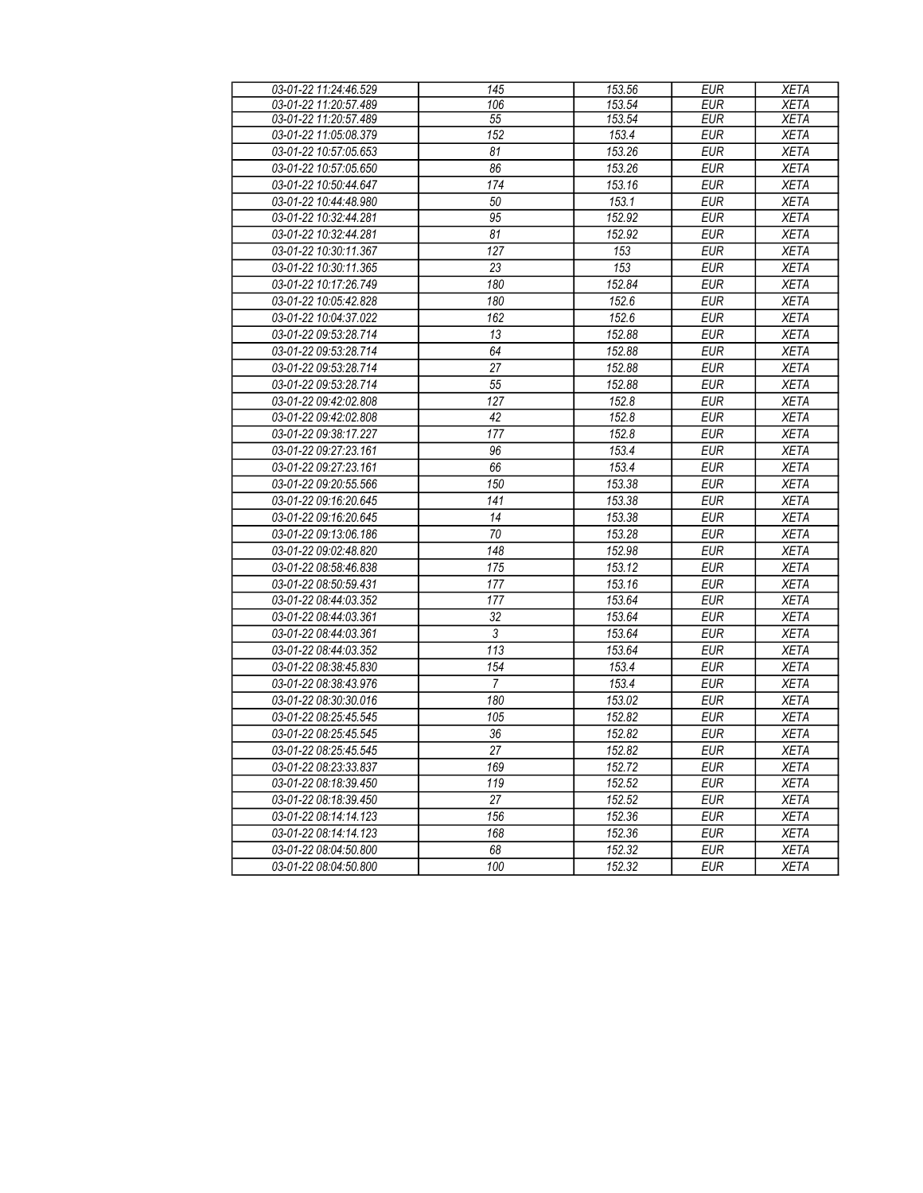| 03-01-22 11:24:46.529 | 145 | 153.56 | EUR | XETA |
|---|---|---|---|---|
| 03-01-22 11:20:57.489 | 106 | 153.54 | EUR | XETA |
| 03-01-22 11:20:57.489 | 55 | 153.54 | EUR | XETA |
| 03-01-22 11:05:08.379 | 152 | 153.4 | EUR | XETA |
| 03-01-22 10:57:05.653 | 81 | 153.26 | EUR | XETA |
| 03-01-22 10:57:05.650 | 86 | 153.26 | EUR | XETA |
| 03-01-22 10:50:44.647 | 174 | 153.16 | EUR | XETA |
| 03-01-22 10:44:48.980 | 50 | 153.1 | EUR | XETA |
| 03-01-22 10:32:44.281 | 95 | 152.92 | EUR | XETA |
| 03-01-22 10:32:44.281 | 81 | 152.92 | EUR | XETA |
| 03-01-22 10:30:11.367 | 127 | 153 | EUR | XETA |
| 03-01-22 10:30:11.365 | 23 | 153 | EUR | XETA |
| 03-01-22 10:17:26.749 | 180 | 152.84 | EUR | XETA |
| 03-01-22 10:05:42.828 | 180 | 152.6 | EUR | XETA |
| 03-01-22 10:04:37.022 | 162 | 152.6 | EUR | XETA |
| 03-01-22 09:53:28.714 | 13 | 152.88 | EUR | XETA |
| 03-01-22 09:53:28.714 | 64 | 152.88 | EUR | XETA |
| 03-01-22 09:53:28.714 | 27 | 152.88 | EUR | XETA |
| 03-01-22 09:53:28.714 | 55 | 152.88 | EUR | XETA |
| 03-01-22 09:42:02.808 | 127 | 152.8 | EUR | XETA |
| 03-01-22 09:42:02.808 | 42 | 152.8 | EUR | XETA |
| 03-01-22 09:38:17.227 | 177 | 152.8 | EUR | XETA |
| 03-01-22 09:27:23.161 | 96 | 153.4 | EUR | XETA |
| 03-01-22 09:27:23.161 | 66 | 153.4 | EUR | XETA |
| 03-01-22 09:20:55.566 | 150 | 153.38 | EUR | XETA |
| 03-01-22 09:16:20.645 | 141 | 153.38 | EUR | XETA |
| 03-01-22 09:16:20.645 | 14 | 153.38 | EUR | XETA |
| 03-01-22 09:13:06.186 | 70 | 153.28 | EUR | XETA |
| 03-01-22 09:02:48.820 | 148 | 152.98 | EUR | XETA |
| 03-01-22 08:58:46.838 | 175 | 153.12 | EUR | XETA |
| 03-01-22 08:50:59.431 | 177 | 153.16 | EUR | XETA |
| 03-01-22 08:44:03.352 | 177 | 153.64 | EUR | XETA |
| 03-01-22 08:44:03.361 | 32 | 153.64 | EUR | XETA |
| 03-01-22 08:44:03.361 | 3 | 153.64 | EUR | XETA |
| 03-01-22 08:44:03.352 | 113 | 153.64 | EUR | XETA |
| 03-01-22 08:38:45.830 | 154 | 153.4 | EUR | XETA |
| 03-01-22 08:38:43.976 | 7 | 153.4 | EUR | XETA |
| 03-01-22 08:30:30.016 | 180 | 153.02 | EUR | XETA |
| 03-01-22 08:25:45.545 | 105 | 152.82 | EUR | XETA |
| 03-01-22 08:25:45.545 | 36 | 152.82 | EUR | XETA |
| 03-01-22 08:25:45.545 | 27 | 152.82 | EUR | XETA |
| 03-01-22 08:23:33.837 | 169 | 152.72 | EUR | XETA |
| 03-01-22 08:18:39.450 | 119 | 152.52 | EUR | XETA |
| 03-01-22 08:18:39.450 | 27 | 152.52 | EUR | XETA |
| 03-01-22 08:14:14.123 | 156 | 152.36 | EUR | XETA |
| 03-01-22 08:14:14.123 | 168 | 152.36 | EUR | XETA |
| 03-01-22 08:04:50.800 | 68 | 152.32 | EUR | XETA |
| 03-01-22 08:04:50.800 | 100 | 152.32 | EUR | XETA |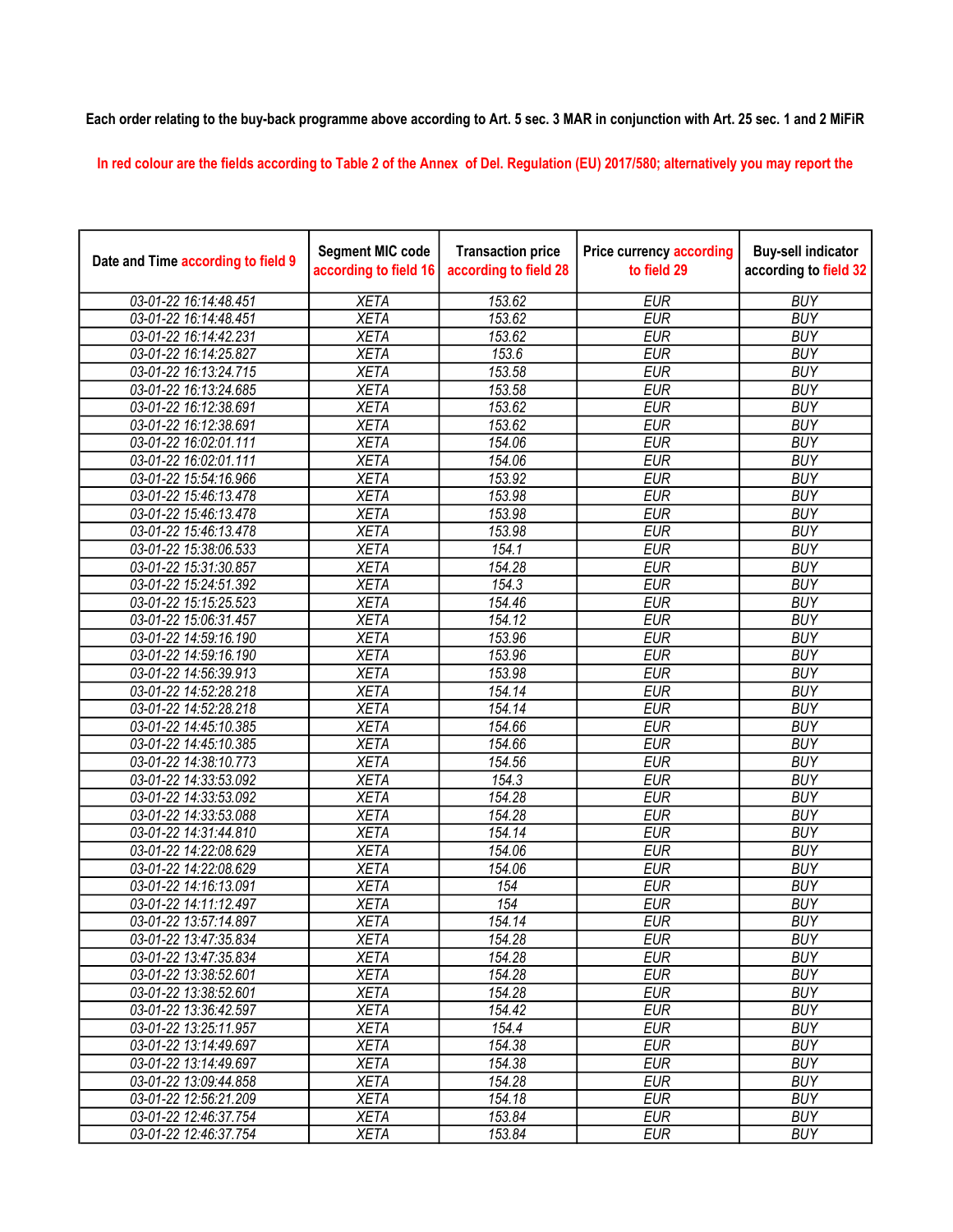Each order relating to the buy-back programme above according to Art. 5 sec. 3 MAR in conjunction with Art. 25 sec. 1 and 2 MiFiR

In red colour are the fields according to Table 2 of the Annex of Del. Regulation (EU) 2017/580; alternatively you may report the

| Date and Time according to field 9 | Segment MIC code according to field 16 | Transaction price according to field 28 | Price currency according to field 29 | Buy-sell indicator according to field 32 |
|---|---|---|---|---|
| 03-01-22 16:14:48.451 | XETA | 153.62 | EUR | BUY |
| 03-01-22 16:14:48.451 | XETA | 153.62 | EUR | BUY |
| 03-01-22 16:14:42.231 | XETA | 153.62 | EUR | BUY |
| 03-01-22 16:14:25.827 | XETA | 153.6 | EUR | BUY |
| 03-01-22 16:13:24.715 | XETA | 153.58 | EUR | BUY |
| 03-01-22 16:13:24.685 | XETA | 153.58 | EUR | BUY |
| 03-01-22 16:12:38.691 | XETA | 153.62 | EUR | BUY |
| 03-01-22 16:12:38.691 | XETA | 153.62 | EUR | BUY |
| 03-01-22 16:02:01.111 | XETA | 154.06 | EUR | BUY |
| 03-01-22 16:02:01.111 | XETA | 154.06 | EUR | BUY |
| 03-01-22 15:54:16.966 | XETA | 153.92 | EUR | BUY |
| 03-01-22 15:46:13.478 | XETA | 153.98 | EUR | BUY |
| 03-01-22 15:46:13.478 | XETA | 153.98 | EUR | BUY |
| 03-01-22 15:46:13.478 | XETA | 153.98 | EUR | BUY |
| 03-01-22 15:38:06.533 | XETA | 154.1 | EUR | BUY |
| 03-01-22 15:31:30.857 | XETA | 154.28 | EUR | BUY |
| 03-01-22 15:24:51.392 | XETA | 154.3 | EUR | BUY |
| 03-01-22 15:15:25.523 | XETA | 154.46 | EUR | BUY |
| 03-01-22 15:06:31.457 | XETA | 154.12 | EUR | BUY |
| 03-01-22 14:59:16.190 | XETA | 153.96 | EUR | BUY |
| 03-01-22 14:59:16.190 | XETA | 153.96 | EUR | BUY |
| 03-01-22 14:56:39.913 | XETA | 153.98 | EUR | BUY |
| 03-01-22 14:52:28.218 | XETA | 154.14 | EUR | BUY |
| 03-01-22 14:52:28.218 | XETA | 154.14 | EUR | BUY |
| 03-01-22 14:45:10.385 | XETA | 154.66 | EUR | BUY |
| 03-01-22 14:45:10.385 | XETA | 154.66 | EUR | BUY |
| 03-01-22 14:38:10.773 | XETA | 154.56 | EUR | BUY |
| 03-01-22 14:33:53.092 | XETA | 154.3 | EUR | BUY |
| 03-01-22 14:33:53.092 | XETA | 154.28 | EUR | BUY |
| 03-01-22 14:33:53.088 | XETA | 154.28 | EUR | BUY |
| 03-01-22 14:31:44.810 | XETA | 154.14 | EUR | BUY |
| 03-01-22 14:22:08.629 | XETA | 154.06 | EUR | BUY |
| 03-01-22 14:22:08.629 | XETA | 154.06 | EUR | BUY |
| 03-01-22 14:16:13.091 | XETA | 154 | EUR | BUY |
| 03-01-22 14:11:12.497 | XETA | 154 | EUR | BUY |
| 03-01-22 13:57:14.897 | XETA | 154.14 | EUR | BUY |
| 03-01-22 13:47:35.834 | XETA | 154.28 | EUR | BUY |
| 03-01-22 13:47:35.834 | XETA | 154.28 | EUR | BUY |
| 03-01-22 13:38:52.601 | XETA | 154.28 | EUR | BUY |
| 03-01-22 13:38:52.601 | XETA | 154.28 | EUR | BUY |
| 03-01-22 13:36:42.597 | XETA | 154.42 | EUR | BUY |
| 03-01-22 13:25:11.957 | XETA | 154.4 | EUR | BUY |
| 03-01-22 13:14:49.697 | XETA | 154.38 | EUR | BUY |
| 03-01-22 13:14:49.697 | XETA | 154.38 | EUR | BUY |
| 03-01-22 13:09:44.858 | XETA | 154.28 | EUR | BUY |
| 03-01-22 12:56:21.209 | XETA | 154.18 | EUR | BUY |
| 03-01-22 12:46:37.754 | XETA | 153.84 | EUR | BUY |
| 03-01-22 12:46:37.754 | XETA | 153.84 | EUR | BUY |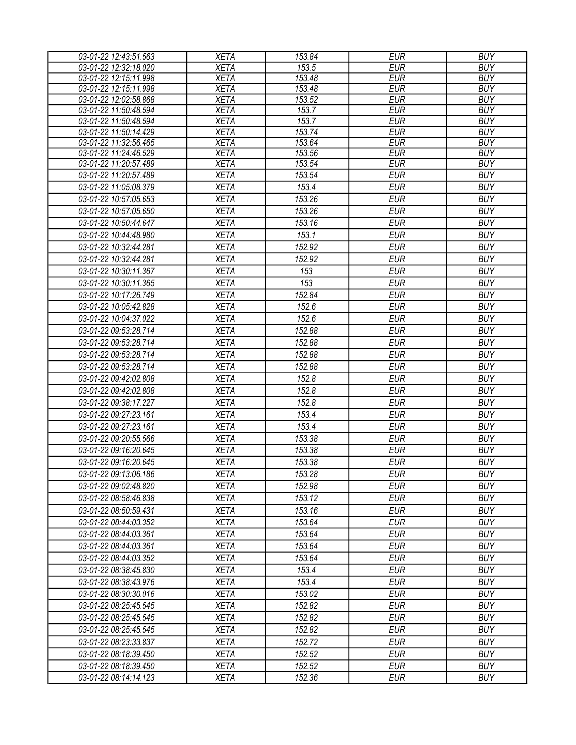| 03-01-22 12:43:51.563 | XETA | 153.84 | EUR | BUY |
|---|---|---|---|---|
| 03-01-22 12:32:18.020 | XETA | 153.5 | EUR | BUY |
| 03-01-22 12:15:11.998 | XETA | 153.48 | EUR | BUY |
| 03-01-22 12:15:11.998 | XETA | 153.48 | EUR | BUY |
| 03-01-22 12:02:58.868 | XETA | 153.52 | EUR | BUY |
| 03-01-22 11:50:48.594 | XETA | 153.7 | EUR | BUY |
| 03-01-22 11:50:48.594 | XETA | 153.7 | EUR | BUY |
| 03-01-22 11:50:14.429 | XETA | 153.74 | EUR | BUY |
| 03-01-22 11:32:56.465 | XETA | 153.64 | EUR | BUY |
| 03-01-22 11:24:46.529 | XETA | 153.56 | EUR | BUY |
| 03-01-22 11:20:57.489 | XETA | 153.54 | EUR | BUY |
| 03-01-22 11:20:57.489 | XETA | 153.54 | EUR | BUY |
| 03-01-22 11:05:08.379 | XETA | 153.4 | EUR | BUY |
| 03-01-22 10:57:05.653 | XETA | 153.26 | EUR | BUY |
| 03-01-22 10:57:05.650 | XETA | 153.26 | EUR | BUY |
| 03-01-22 10:50:44.647 | XETA | 153.16 | EUR | BUY |
| 03-01-22 10:44:48.980 | XETA | 153.1 | EUR | BUY |
| 03-01-22 10:32:44.281 | XETA | 152.92 | EUR | BUY |
| 03-01-22 10:32:44.281 | XETA | 152.92 | EUR | BUY |
| 03-01-22 10:30:11.367 | XETA | 153 | EUR | BUY |
| 03-01-22 10:30:11.365 | XETA | 153 | EUR | BUY |
| 03-01-22 10:17:26.749 | XETA | 152.84 | EUR | BUY |
| 03-01-22 10:05:42.828 | XETA | 152.6 | EUR | BUY |
| 03-01-22 10:04:37.022 | XETA | 152.6 | EUR | BUY |
| 03-01-22 09:53:28.714 | XETA | 152.88 | EUR | BUY |
| 03-01-22 09:53:28.714 | XETA | 152.88 | EUR | BUY |
| 03-01-22 09:53:28.714 | XETA | 152.88 | EUR | BUY |
| 03-01-22 09:53:28.714 | XETA | 152.88 | EUR | BUY |
| 03-01-22 09:42:02.808 | XETA | 152.8 | EUR | BUY |
| 03-01-22 09:42:02.808 | XETA | 152.8 | EUR | BUY |
| 03-01-22 09:38:17.227 | XETA | 152.8 | EUR | BUY |
| 03-01-22 09:27:23.161 | XETA | 153.4 | EUR | BUY |
| 03-01-22 09:27:23.161 | XETA | 153.4 | EUR | BUY |
| 03-01-22 09:20:55.566 | XETA | 153.38 | EUR | BUY |
| 03-01-22 09:16:20.645 | XETA | 153.38 | EUR | BUY |
| 03-01-22 09:16:20.645 | XETA | 153.38 | EUR | BUY |
| 03-01-22 09:13:06.186 | XETA | 153.28 | EUR | BUY |
| 03-01-22 09:02:48.820 | XETA | 152.98 | EUR | BUY |
| 03-01-22 08:58:46.838 | XETA | 153.12 | EUR | BUY |
| 03-01-22 08:50:59.431 | XETA | 153.16 | EUR | BUY |
| 03-01-22 08:44:03.352 | XETA | 153.64 | EUR | BUY |
| 03-01-22 08:44:03.361 | XETA | 153.64 | EUR | BUY |
| 03-01-22 08:44:03.361 | XETA | 153.64 | EUR | BUY |
| 03-01-22 08:44:03.352 | XETA | 153.64 | EUR | BUY |
| 03-01-22 08:38:45.830 | XETA | 153.4 | EUR | BUY |
| 03-01-22 08:38:43.976 | XETA | 153.4 | EUR | BUY |
| 03-01-22 08:30:30.016 | XETA | 153.02 | EUR | BUY |
| 03-01-22 08:25:45.545 | XETA | 152.82 | EUR | BUY |
| 03-01-22 08:25:45.545 | XETA | 152.82 | EUR | BUY |
| 03-01-22 08:25:45.545 | XETA | 152.82 | EUR | BUY |
| 03-01-22 08:23:33.837 | XETA | 152.72 | EUR | BUY |
| 03-01-22 08:18:39.450 | XETA | 152.52 | EUR | BUY |
| 03-01-22 08:18:39.450 | XETA | 152.52 | EUR | BUY |
| 03-01-22 08:14:14.123 | XETA | 152.36 | EUR | BUY |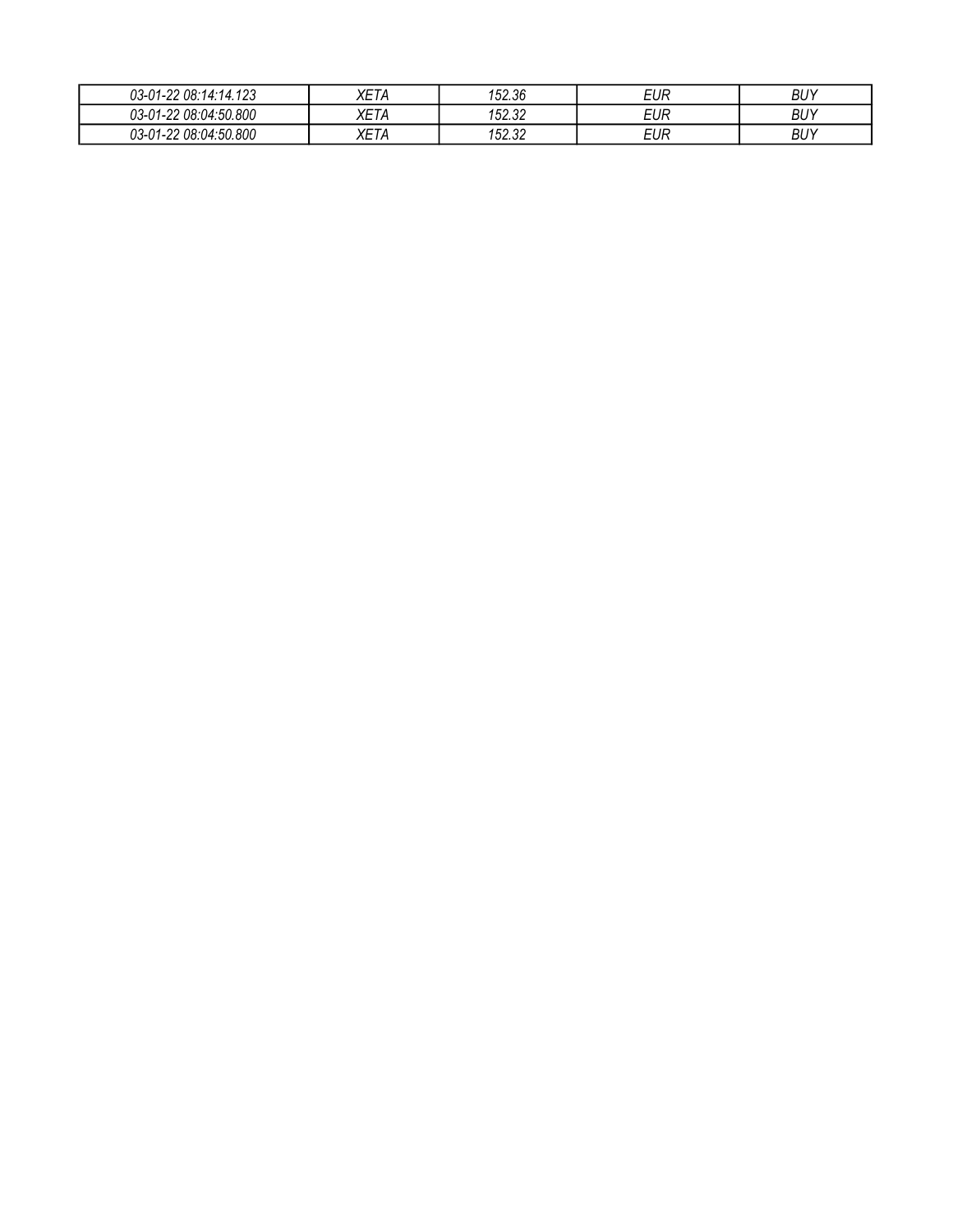| | | | | |
|---|---|---|---|---|
| *03-01-22 08:14:14.123* | *XETA* | *152.36* | *EUR* | *BUY* |
| *03-01-22 08:04:50.800* | *XETA* | *152.32* | *EUR* | *BUY* |
| *03-01-22 08:04:50.800* | *XETA* | *152.32* | *EUR* | *BUY* |